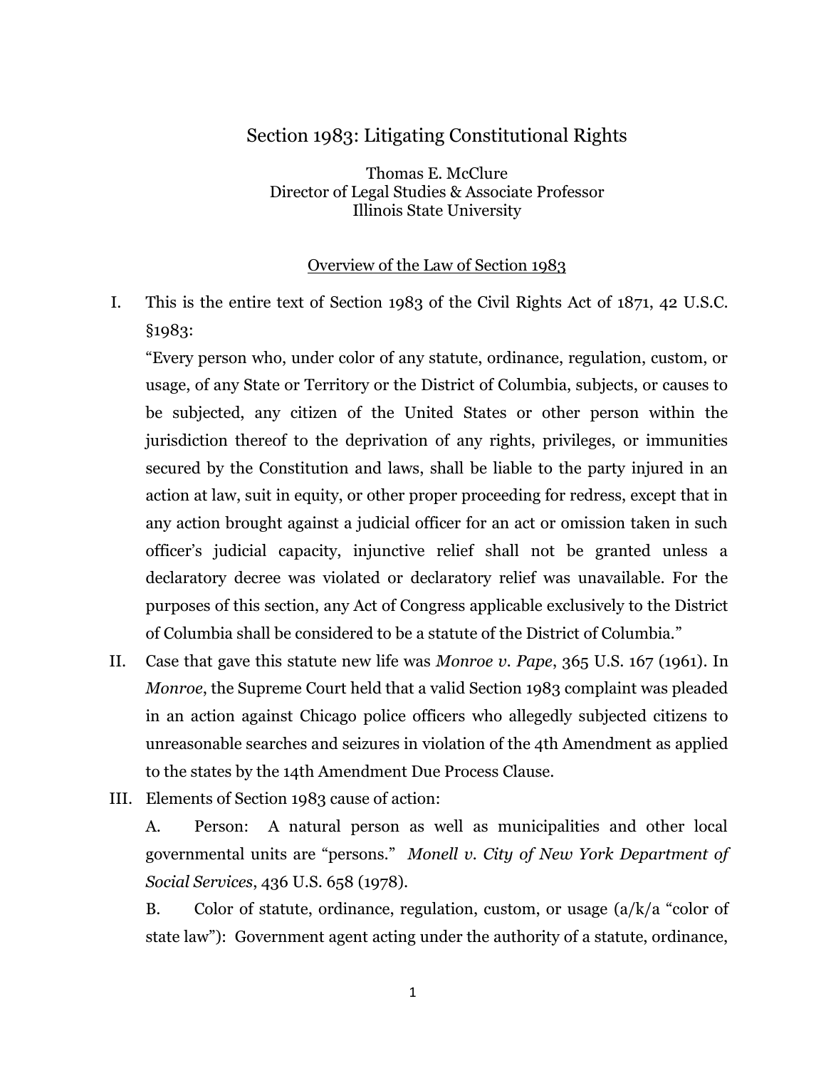# Section 1983: Litigating Constitutional Rights

Thomas E. McClure
Director of Legal Studies & Associate Professor
Illinois State University

## Overview of the Law of Section 1983

I. This is the entire text of Section 1983 of the Civil Rights Act of 1871, 42 U.S.C. §1983:

"Every person who, under color of any statute, ordinance, regulation, custom, or usage, of any State or Territory or the District of Columbia, subjects, or causes to be subjected, any citizen of the United States or other person within the jurisdiction thereof to the deprivation of any rights, privileges, or immunities secured by the Constitution and laws, shall be liable to the party injured in an action at law, suit in equity, or other proper proceeding for redress, except that in any action brought against a judicial officer for an act or omission taken in such officer's judicial capacity, injunctive relief shall not be granted unless a declaratory decree was violated or declaratory relief was unavailable. For the purposes of this section, any Act of Congress applicable exclusively to the District of Columbia shall be considered to be a statute of the District of Columbia."

II. Case that gave this statute new life was *Monroe v. Pape*, 365 U.S. 167 (1961). In *Monroe*, the Supreme Court held that a valid Section 1983 complaint was pleaded in an action against Chicago police officers who allegedly subjected citizens to unreasonable searches and seizures in violation of the 4th Amendment as applied to the states by the 14th Amendment Due Process Clause.

III. Elements of Section 1983 cause of action:

A. Person: A natural person as well as municipalities and other local governmental units are "persons." *Monell v. City of New York Department of Social Services*, 436 U.S. 658 (1978).

B. Color of statute, ordinance, regulation, custom, or usage (a/k/a "color of state law"): Government agent acting under the authority of a statute, ordinance,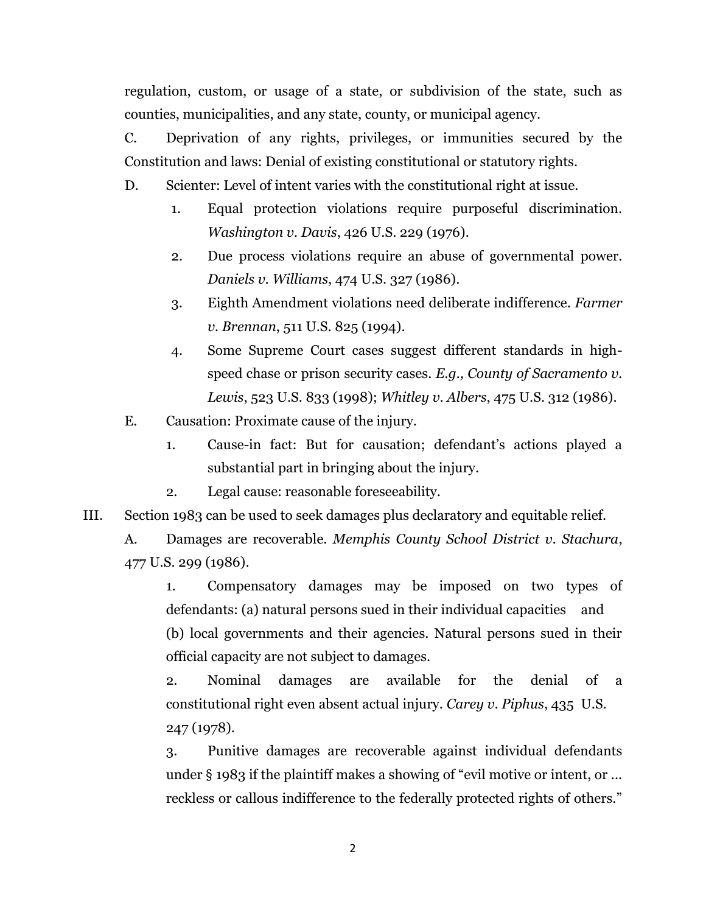regulation, custom, or usage of a state, or subdivision of the state, such as counties, municipalities, and any state, county, or municipal agency.

C. Deprivation of any rights, privileges, or immunities secured by the Constitution and laws: Denial of existing constitutional or statutory rights.

D. Scienter: Level of intent varies with the constitutional right at issue.

1. Equal protection violations require purposeful discrimination. *Washington v. Davis*, 426 U.S. 229 (1976).
2. Due process violations require an abuse of governmental power. *Daniels v. Williams*, 474 U.S. 327 (1986).
3. Eighth Amendment violations need deliberate indifference. *Farmer v. Brennan*, 511 U.S. 825 (1994).
4. Some Supreme Court cases suggest different standards in high-speed chase or prison security cases. *E.g., County of Sacramento v. Lewis*, 523 U.S. 833 (1998); *Whitley v. Albers*, 475 U.S. 312 (1986).

E. Causation: Proximate cause of the injury.

1. Cause-in fact: But for causation; defendant's actions played a substantial part in bringing about the injury.
2. Legal cause: reasonable foreseeability.

III. Section 1983 can be used to seek damages plus declaratory and equitable relief.

A. Damages are recoverable. *Memphis County School District v. Stachura*, 477 U.S. 299 (1986).

1. Compensatory damages may be imposed on two types of defendants: (a) natural persons sued in their individual capacities and (b) local governments and their agencies. Natural persons sued in their official capacity are not subject to damages.
2. Nominal damages are available for the denial of a constitutional right even absent actual injury. *Carey v. Piphus*, 435 U.S. 247 (1978).
3. Punitive damages are recoverable against individual defendants under § 1983 if the plaintiff makes a showing of "evil motive or intent, or ... reckless or callous indifference to the federally protected rights of others."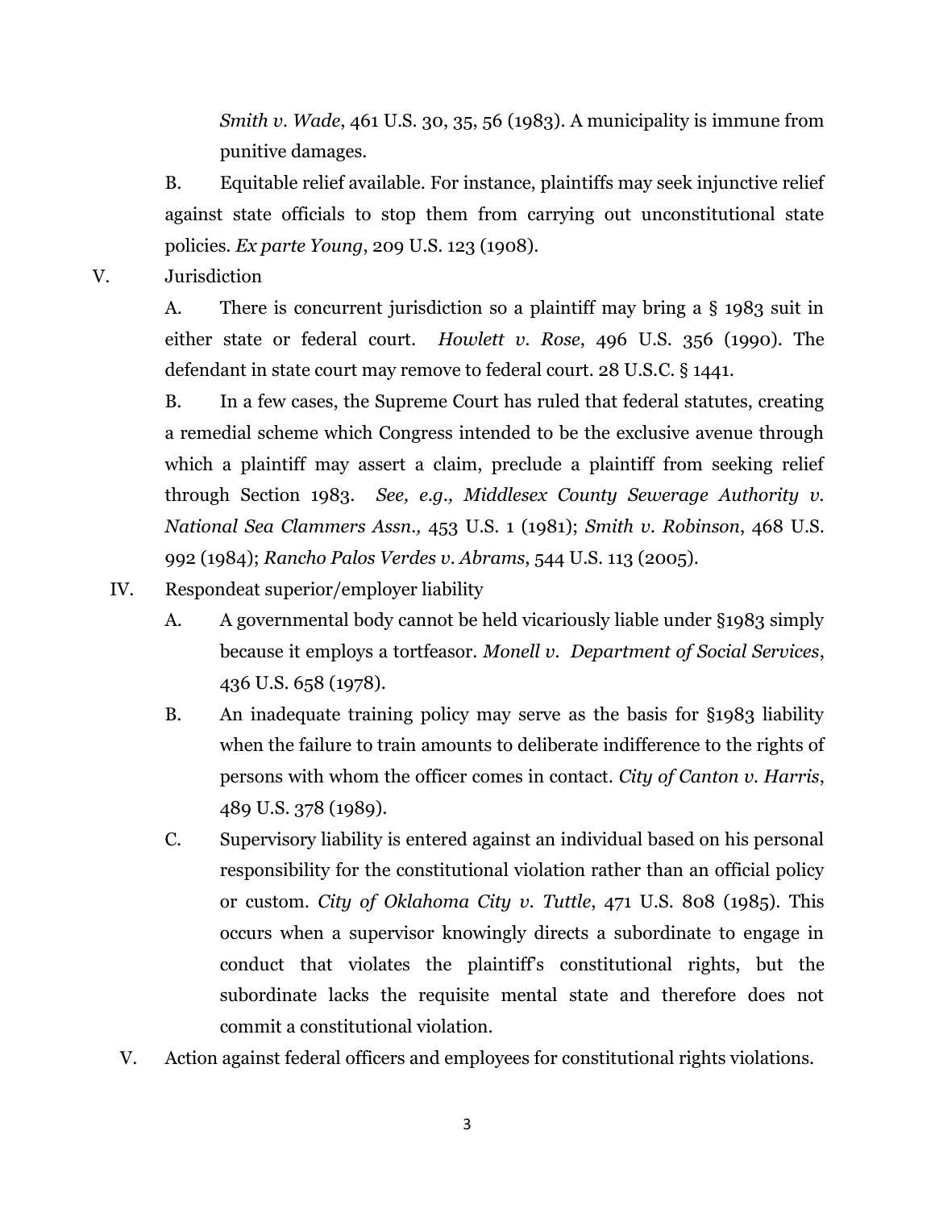*Smith v. Wade*, 461 U.S. 30, 35, 56 (1983). A municipality is immune from punitive damages.

B. Equitable relief available. For instance, plaintiffs may seek injunctive relief against state officials to stop them from carrying out unconstitutional state policies. *Ex parte Young*, 209 U.S. 123 (1908).

V. Jurisdiction

A. There is concurrent jurisdiction so a plaintiff may bring a § 1983 suit in either state or federal court. *Howlett v. Rose*, 496 U.S. 356 (1990). The defendant in state court may remove to federal court. 28 U.S.C. § 1441.

B. In a few cases, the Supreme Court has ruled that federal statutes, creating a remedial scheme which Congress intended to be the exclusive avenue through which a plaintiff may assert a claim, preclude a plaintiff from seeking relief through Section 1983. *See, e.g., Middlesex County Sewerage Authority v. National Sea Clammers Assn.,* 453 U.S. 1 (1981); *Smith v. Robinson*, 468 U.S. 992 (1984); *Rancho Palos Verdes v. Abrams*, 544 U.S. 113 (2005).

IV. Respondeat superior/employer liability

A. A governmental body cannot be held vicariously liable under §1983 simply because it employs a tortfeasor. *Monell v. Department of Social Services*, 436 U.S. 658 (1978).

B. An inadequate training policy may serve as the basis for §1983 liability when the failure to train amounts to deliberate indifference to the rights of persons with whom the officer comes in contact. *City of Canton v. Harris*, 489 U.S. 378 (1989).

C. Supervisory liability is entered against an individual based on his personal responsibility for the constitutional violation rather than an official policy or custom. *City of Oklahoma City v. Tuttle*, 471 U.S. 808 (1985). This occurs when a supervisor knowingly directs a subordinate to engage in conduct that violates the plaintiff's constitutional rights, but the subordinate lacks the requisite mental state and therefore does not commit a constitutional violation.

V. Action against federal officers and employees for constitutional rights violations.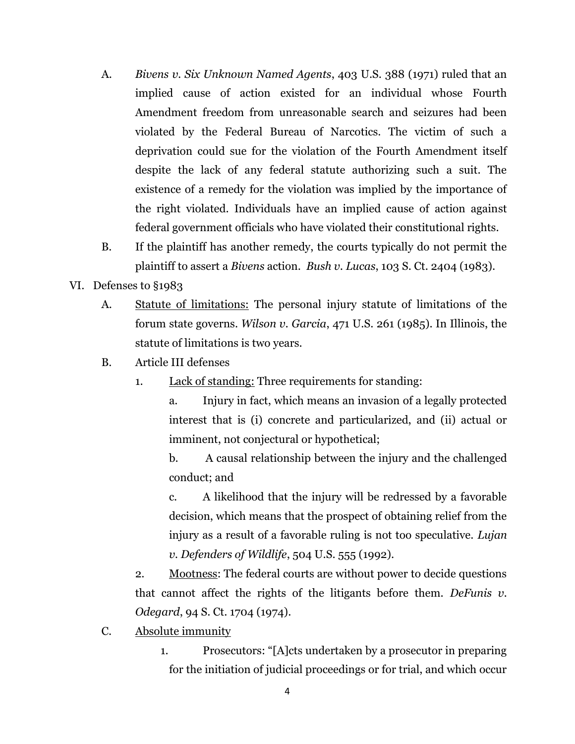A. *Bivens v. Six Unknown Named Agents*, 403 U.S. 388 (1971) ruled that an implied cause of action existed for an individual whose Fourth Amendment freedom from unreasonable search and seizures had been violated by the Federal Bureau of Narcotics. The victim of such a deprivation could sue for the violation of the Fourth Amendment itself despite the lack of any federal statute authorizing such a suit. The existence of a remedy for the violation was implied by the importance of the right violated. Individuals have an implied cause of action against federal government officials who have violated their constitutional rights.

B. If the plaintiff has another remedy, the courts typically do not permit the plaintiff to assert a *Bivens* action. *Bush v. Lucas*, 103 S. Ct. 2404 (1983).

VI. Defenses to §1983

A. <u>Statute of limitations:</u> The personal injury statute of limitations of the forum state governs. *Wilson v. Garcia*, 471 U.S. 261 (1985). In Illinois, the statute of limitations is two years.

B. Article III defenses

1. <u>Lack of standing:</u> Three requirements for standing:

a. Injury in fact, which means an invasion of a legally protected interest that is (i) concrete and particularized, and (ii) actual or imminent, not conjectural or hypothetical;

b. A causal relationship between the injury and the challenged conduct; and

c. A likelihood that the injury will be redressed by a favorable decision, which means that the prospect of obtaining relief from the injury as a result of a favorable ruling is not too speculative. *Lujan v. Defenders of Wildlife*, 504 U.S. 555 (1992).

2. <u>Mootness</u>: The federal courts are without power to decide questions that cannot affect the rights of the litigants before them. *DeFunis v. Odegard*, 94 S. Ct. 1704 (1974).

C. <u>Absolute immunity</u>

1. Prosecutors: "[A]cts undertaken by a prosecutor in preparing for the initiation of judicial proceedings or for trial, and which occur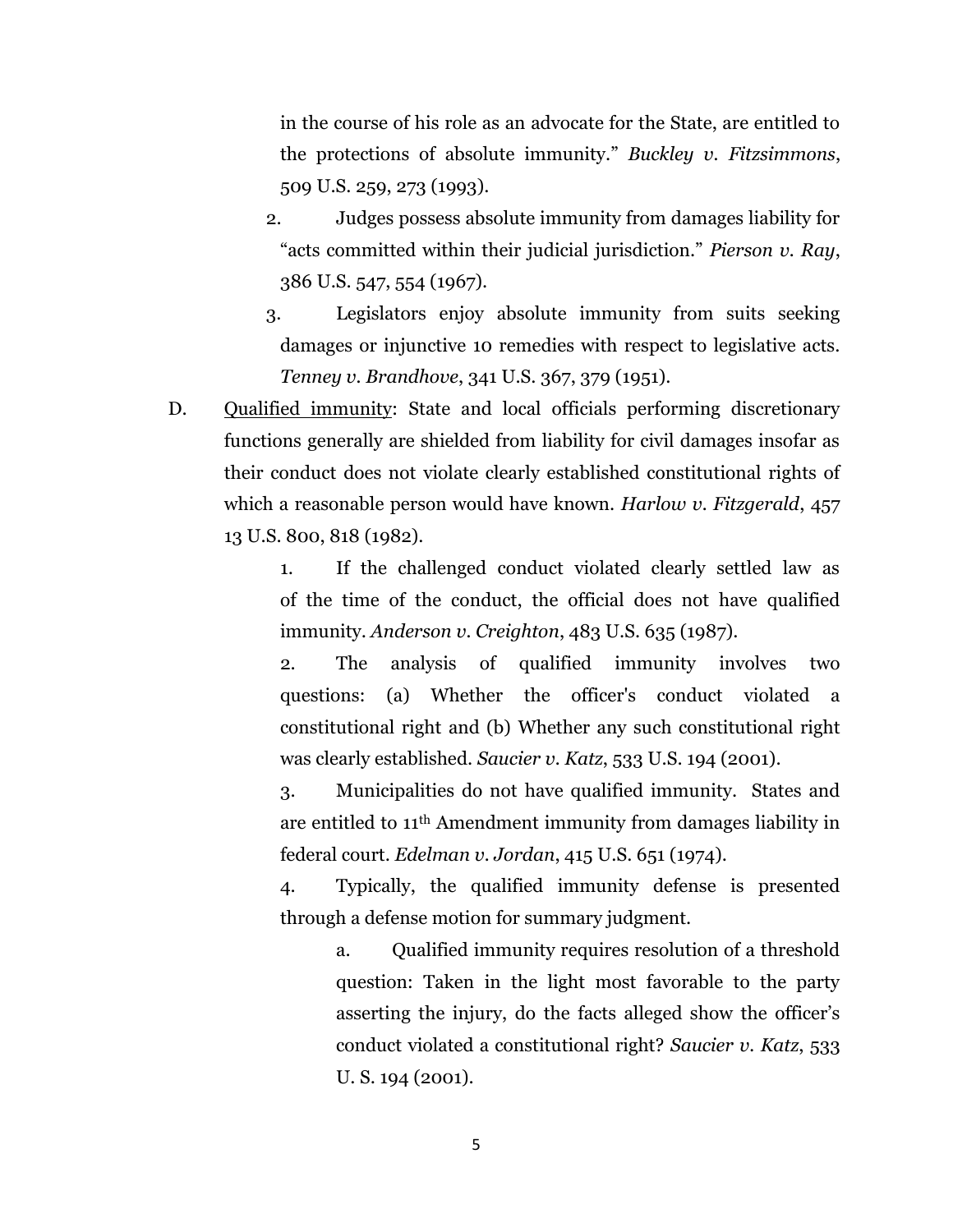in the course of his role as an advocate for the State, are entitled to the protections of absolute immunity." *Buckley v. Fitzsimmons*, 509 U.S. 259, 273 (1993).

2. Judges possess absolute immunity from damages liability for "acts committed within their judicial jurisdiction." *Pierson v. Ray*, 386 U.S. 547, 554 (1967).

3. Legislators enjoy absolute immunity from suits seeking damages or injunctive 10 remedies with respect to legislative acts. *Tenney v. Brandhove*, 341 U.S. 367, 379 (1951).

D. Qualified immunity: State and local officials performing discretionary functions generally are shielded from liability for civil damages insofar as their conduct does not violate clearly established constitutional rights of which a reasonable person would have known. *Harlow v. Fitzgerald*, 457 13 U.S. 800, 818 (1982).

1. If the challenged conduct violated clearly settled law as of the time of the conduct, the official does not have qualified immunity. *Anderson v. Creighton*, 483 U.S. 635 (1987).

2. The analysis of qualified immunity involves two questions: (a) Whether the officer's conduct violated a constitutional right and (b) Whether any such constitutional right was clearly established. *Saucier v. Katz*, 533 U.S. 194 (2001).

3. Municipalities do not have qualified immunity. States and are entitled to 11th Amendment immunity from damages liability in federal court. *Edelman v. Jordan*, 415 U.S. 651 (1974).

4. Typically, the qualified immunity defense is presented through a defense motion for summary judgment.

   a. Qualified immunity requires resolution of a threshold question: Taken in the light most favorable to the party asserting the injury, do the facts alleged show the officer's conduct violated a constitutional right? *Saucier v. Katz*, 533 U. S. 194 (2001).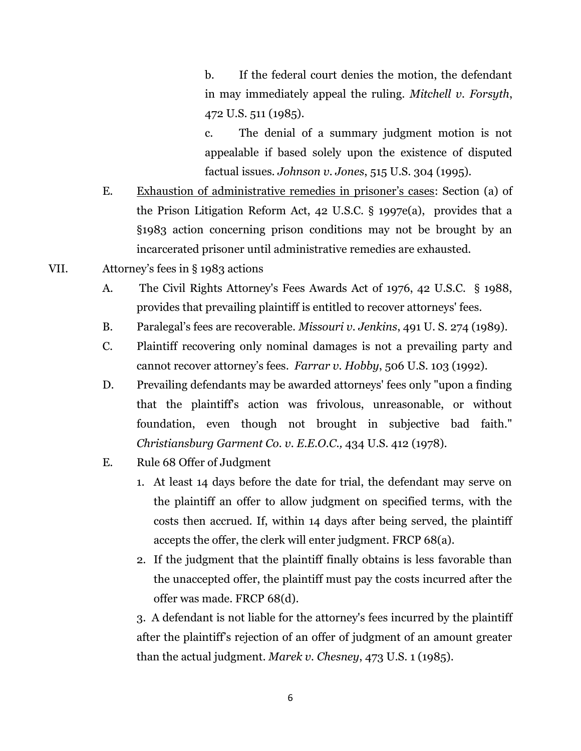b. If the federal court denies the motion, the defendant in may immediately appeal the ruling. *Mitchell v. Forsyth*, 472 U.S. 511 (1985).

c. The denial of a summary judgment motion is not appealable if based solely upon the existence of disputed factual issues. *Johnson v. Jones*, 515 U.S. 304 (1995).

E. Exhaustion of administrative remedies in prisoner's cases: Section (a) of the Prison Litigation Reform Act, 42 U.S.C. § 1997e(a), provides that a §1983 action concerning prison conditions may not be brought by an incarcerated prisoner until administrative remedies are exhausted.

VII. Attorney's fees in § 1983 actions

A. The Civil Rights Attorney's Fees Awards Act of 1976, 42 U.S.C. § 1988, provides that prevailing plaintiff is entitled to recover attorneys' fees.

B. Paralegal's fees are recoverable. *Missouri v. Jenkins*, 491 U. S. 274 (1989).

C. Plaintiff recovering only nominal damages is not a prevailing party and cannot recover attorney's fees. *Farrar v. Hobby*, 506 U.S. 103 (1992).

D. Prevailing defendants may be awarded attorneys' fees only "upon a finding that the plaintiff's action was frivolous, unreasonable, or without foundation, even though not brought in subjective bad faith." *Christiansburg Garment Co. v. E.E.O.C.,* 434 U.S. 412 (1978).

E. Rule 68 Offer of Judgment

1. At least 14 days before the date for trial, the defendant may serve on the plaintiff an offer to allow judgment on specified terms, with the costs then accrued. If, within 14 days after being served, the plaintiff accepts the offer, the clerk will enter judgment. FRCP 68(a).
2. If the judgment that the plaintiff finally obtains is less favorable than the unaccepted offer, the plaintiff must pay the costs incurred after the offer was made. FRCP 68(d).
3. A defendant is not liable for the attorney's fees incurred by the plaintiff after the plaintiff's rejection of an offer of judgment of an amount greater than the actual judgment. *Marek v. Chesney*, 473 U.S. 1 (1985).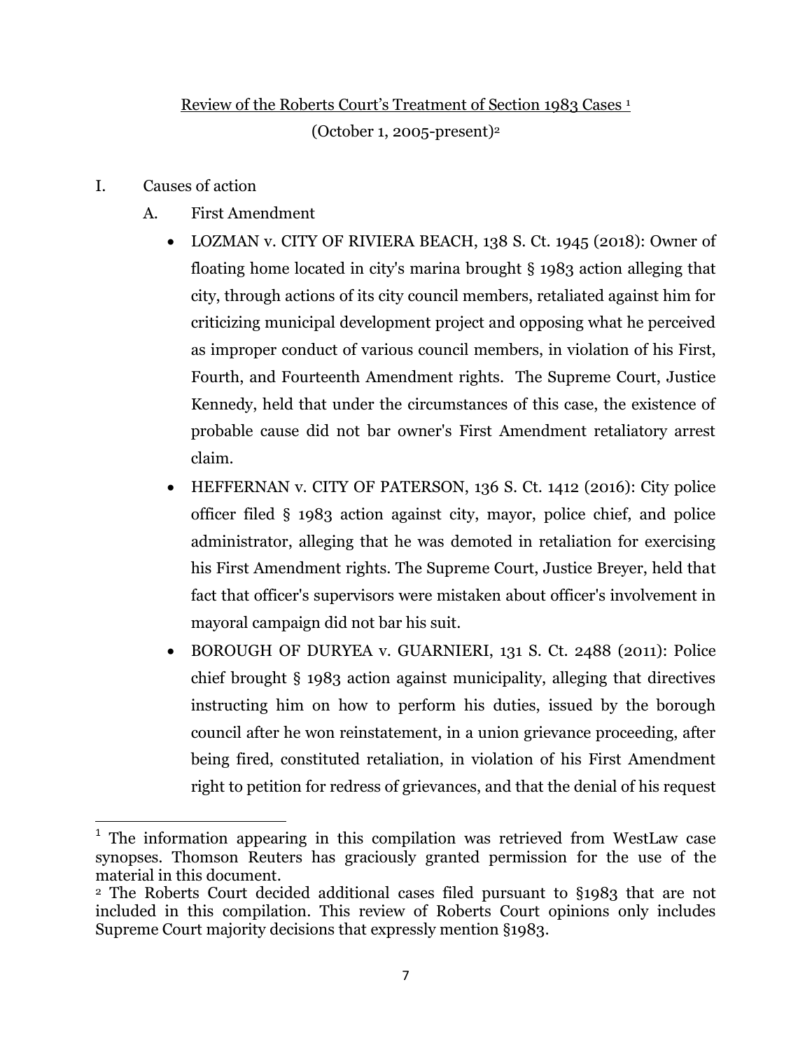Review of the Roberts Court's Treatment of Section 1983 Cases [1]

(October 1, 2005-present)[2]

I. Causes of action

A. First Amendment

- LOZMAN v. CITY OF RIVIERA BEACH, 138 S. Ct. 1945 (2018): Owner of floating home located in city's marina brought § 1983 action alleging that city, through actions of its city council members, retaliated against him for criticizing municipal development project and opposing what he perceived as improper conduct of various council members, in violation of his First, Fourth, and Fourteenth Amendment rights. The Supreme Court, Justice Kennedy, held that under the circumstances of this case, the existence of probable cause did not bar owner's First Amendment retaliatory arrest claim.
- HEFFERNAN v. CITY OF PATERSON, 136 S. Ct. 1412 (2016): City police officer filed § 1983 action against city, mayor, police chief, and police administrator, alleging that he was demoted in retaliation for exercising his First Amendment rights. The Supreme Court, Justice Breyer, held that fact that officer's supervisors were mistaken about officer's involvement in mayoral campaign did not bar his suit.
- BOROUGH OF DURYEA v. GUARNIERI, 131 S. Ct. 2488 (2011): Police chief brought § 1983 action against municipality, alleging that directives instructing him on how to perform his duties, issued by the borough council after he won reinstatement, in a union grievance proceeding, after being fired, constituted retaliation, in violation of his First Amendment right to petition for redress of grievances, and that the denial of his request

[1] The information appearing in this compilation was retrieved from WestLaw case synopses. Thomson Reuters has graciously granted permission for the use of the material in this document.

[2] The Roberts Court decided additional cases filed pursuant to §1983 that are not included in this compilation. This review of Roberts Court opinions only includes Supreme Court majority decisions that expressly mention §1983.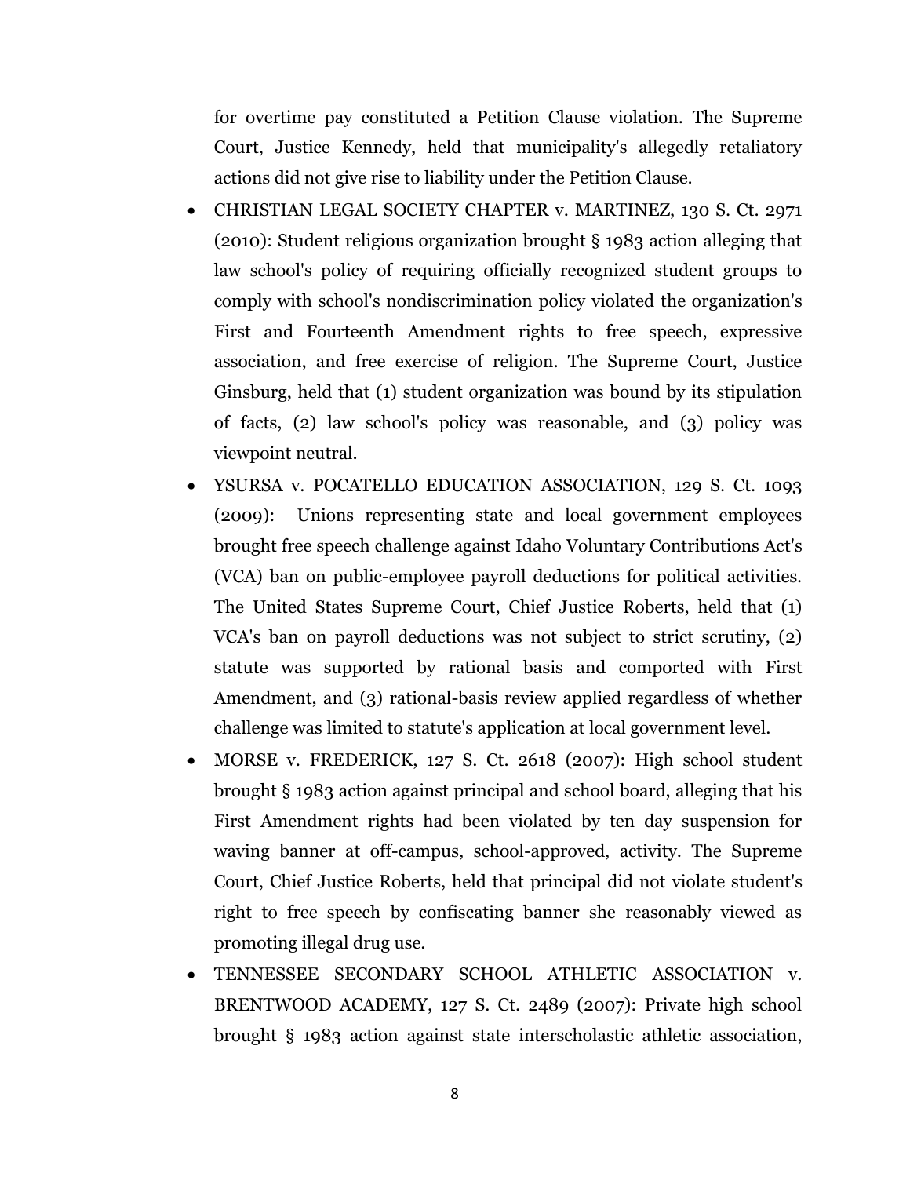for overtime pay constituted a Petition Clause violation. The Supreme Court, Justice Kennedy, held that municipality's allegedly retaliatory actions did not give rise to liability under the Petition Clause.

- CHRISTIAN LEGAL SOCIETY CHAPTER v. MARTINEZ, 130 S. Ct. 2971 (2010): Student religious organization brought § 1983 action alleging that law school's policy of requiring officially recognized student groups to comply with school's nondiscrimination policy violated the organization's First and Fourteenth Amendment rights to free speech, expressive association, and free exercise of religion. The Supreme Court, Justice Ginsburg, held that (1) student organization was bound by its stipulation of facts, (2) law school's policy was reasonable, and (3) policy was viewpoint neutral.
- YSURSA v. POCATELLO EDUCATION ASSOCIATION, 129 S. Ct. 1093 (2009): Unions representing state and local government employees brought free speech challenge against Idaho Voluntary Contributions Act's (VCA) ban on public-employee payroll deductions for political activities. The United States Supreme Court, Chief Justice Roberts, held that (1) VCA's ban on payroll deductions was not subject to strict scrutiny, (2) statute was supported by rational basis and comported with First Amendment, and (3) rational-basis review applied regardless of whether challenge was limited to statute's application at local government level.
- MORSE v. FREDERICK, 127 S. Ct. 2618 (2007): High school student brought § 1983 action against principal and school board, alleging that his First Amendment rights had been violated by ten day suspension for waving banner at off-campus, school-approved, activity. The Supreme Court, Chief Justice Roberts, held that principal did not violate student's right to free speech by confiscating banner she reasonably viewed as promoting illegal drug use.
- TENNESSEE SECONDARY SCHOOL ATHLETIC ASSOCIATION v. BRENTWOOD ACADEMY, 127 S. Ct. 2489 (2007): Private high school brought § 1983 action against state interscholastic athletic association,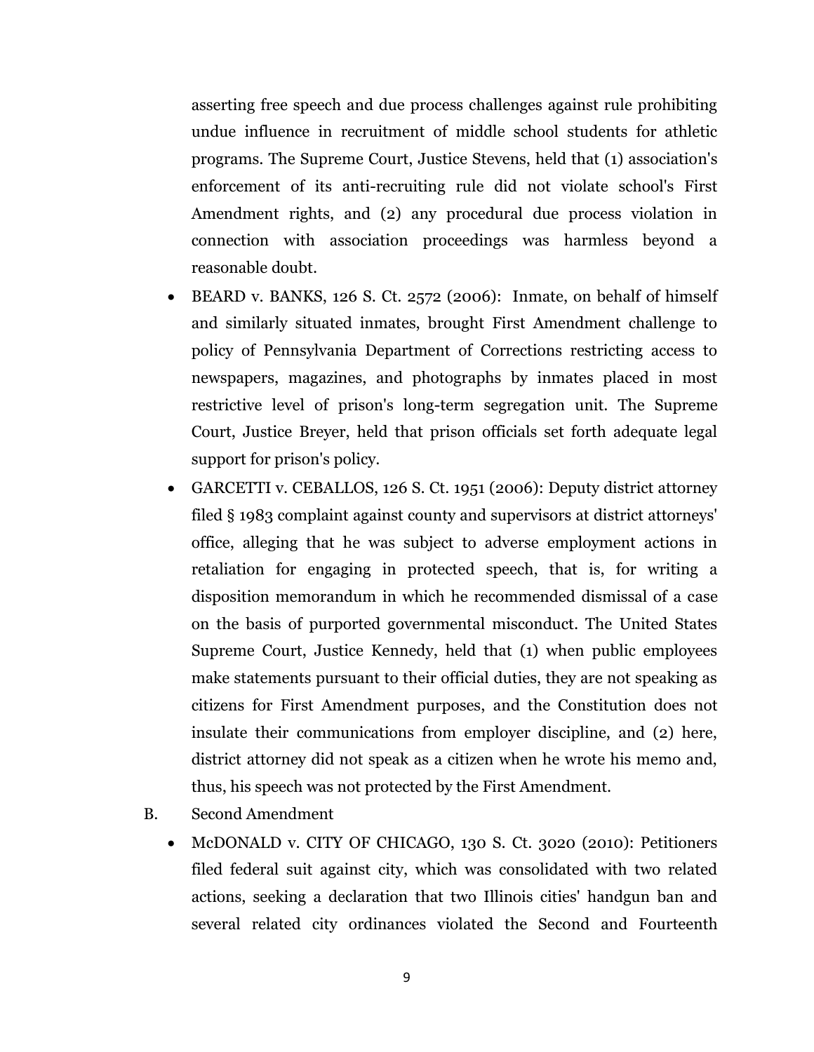asserting free speech and due process challenges against rule prohibiting undue influence in recruitment of middle school students for athletic programs. The Supreme Court, Justice Stevens, held that (1) association's enforcement of its anti-recruiting rule did not violate school's First Amendment rights, and (2) any procedural due process violation in connection with association proceedings was harmless beyond a reasonable doubt.

- BEARD v. BANKS, 126 S. Ct. 2572 (2006): Inmate, on behalf of himself and similarly situated inmates, brought First Amendment challenge to policy of Pennsylvania Department of Corrections restricting access to newspapers, magazines, and photographs by inmates placed in most restrictive level of prison's long-term segregation unit. The Supreme Court, Justice Breyer, held that prison officials set forth adequate legal support for prison's policy.
- GARCETTI v. CEBALLOS, 126 S. Ct. 1951 (2006): Deputy district attorney filed § 1983 complaint against county and supervisors at district attorneys' office, alleging that he was subject to adverse employment actions in retaliation for engaging in protected speech, that is, for writing a disposition memorandum in which he recommended dismissal of a case on the basis of purported governmental misconduct. The United States Supreme Court, Justice Kennedy, held that (1) when public employees make statements pursuant to their official duties, they are not speaking as citizens for First Amendment purposes, and the Constitution does not insulate their communications from employer discipline, and (2) here, district attorney did not speak as a citizen when he wrote his memo and, thus, his speech was not protected by the First Amendment.

B. Second Amendment

- McDONALD v. CITY OF CHICAGO, 130 S. Ct. 3020 (2010): Petitioners filed federal suit against city, which was consolidated with two related actions, seeking a declaration that two Illinois cities' handgun ban and several related city ordinances violated the Second and Fourteenth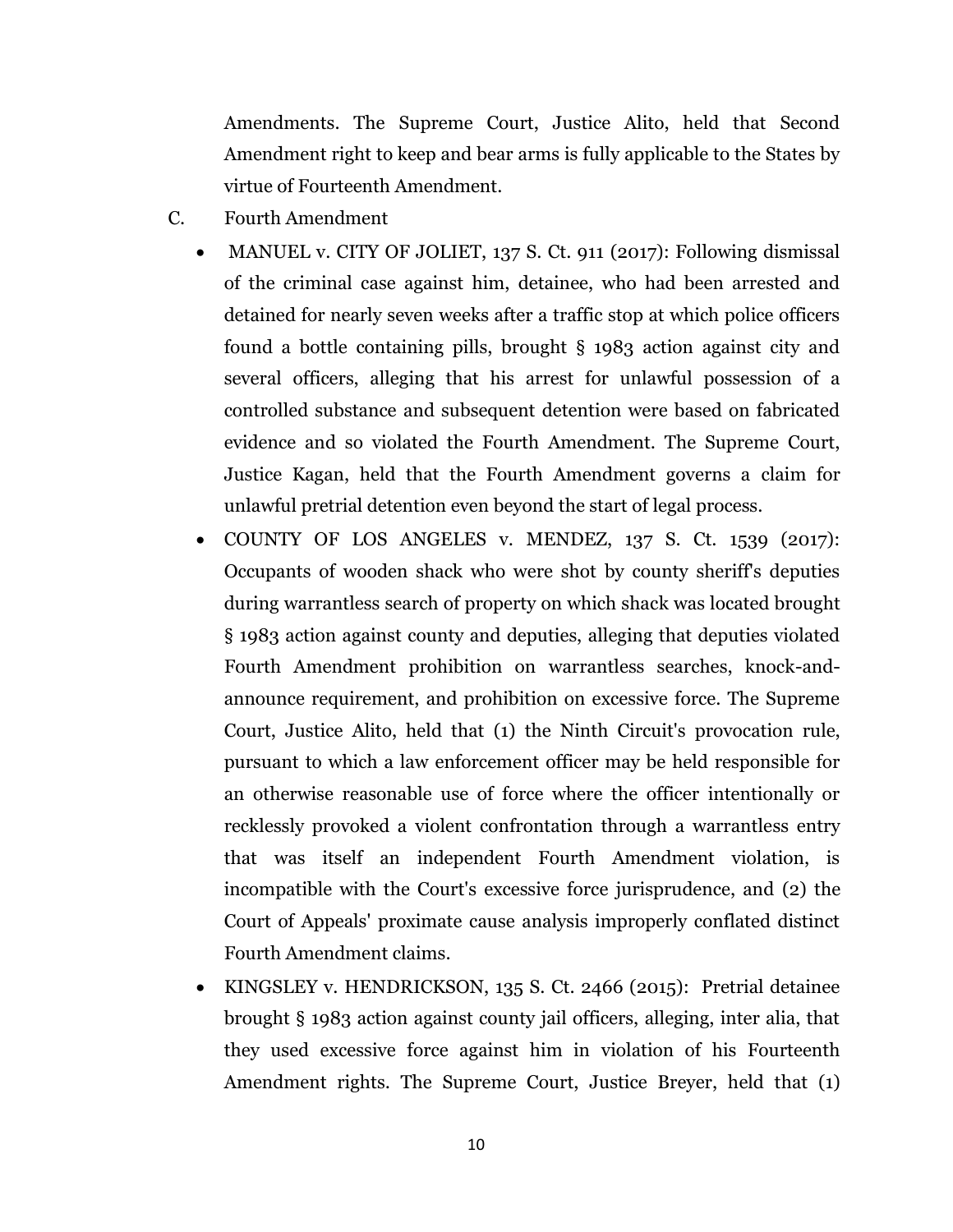Amendments. The Supreme Court, Justice Alito, held that Second Amendment right to keep and bear arms is fully applicable to the States by virtue of Fourteenth Amendment.

C. Fourth Amendment

- MANUEL v. CITY OF JOLIET, 137 S. Ct. 911 (2017): Following dismissal of the criminal case against him, detainee, who had been arrested and detained for nearly seven weeks after a traffic stop at which police officers found a bottle containing pills, brought § 1983 action against city and several officers, alleging that his arrest for unlawful possession of a controlled substance and subsequent detention were based on fabricated evidence and so violated the Fourth Amendment. The Supreme Court, Justice Kagan, held that the Fourth Amendment governs a claim for unlawful pretrial detention even beyond the start of legal process.
- COUNTY OF LOS ANGELES v. MENDEZ, 137 S. Ct. 1539 (2017): Occupants of wooden shack who were shot by county sheriff's deputies during warrantless search of property on which shack was located brought § 1983 action against county and deputies, alleging that deputies violated Fourth Amendment prohibition on warrantless searches, knock-and-announce requirement, and prohibition on excessive force. The Supreme Court, Justice Alito, held that (1) the Ninth Circuit's provocation rule, pursuant to which a law enforcement officer may be held responsible for an otherwise reasonable use of force where the officer intentionally or recklessly provoked a violent confrontation through a warrantless entry that was itself an independent Fourth Amendment violation, is incompatible with the Court's excessive force jurisprudence, and (2) the Court of Appeals' proximate cause analysis improperly conflated distinct Fourth Amendment claims.
- KINGSLEY v. HENDRICKSON, 135 S. Ct. 2466 (2015): Pretrial detainee brought § 1983 action against county jail officers, alleging, inter alia, that they used excessive force against him in violation of his Fourteenth Amendment rights. The Supreme Court, Justice Breyer, held that (1)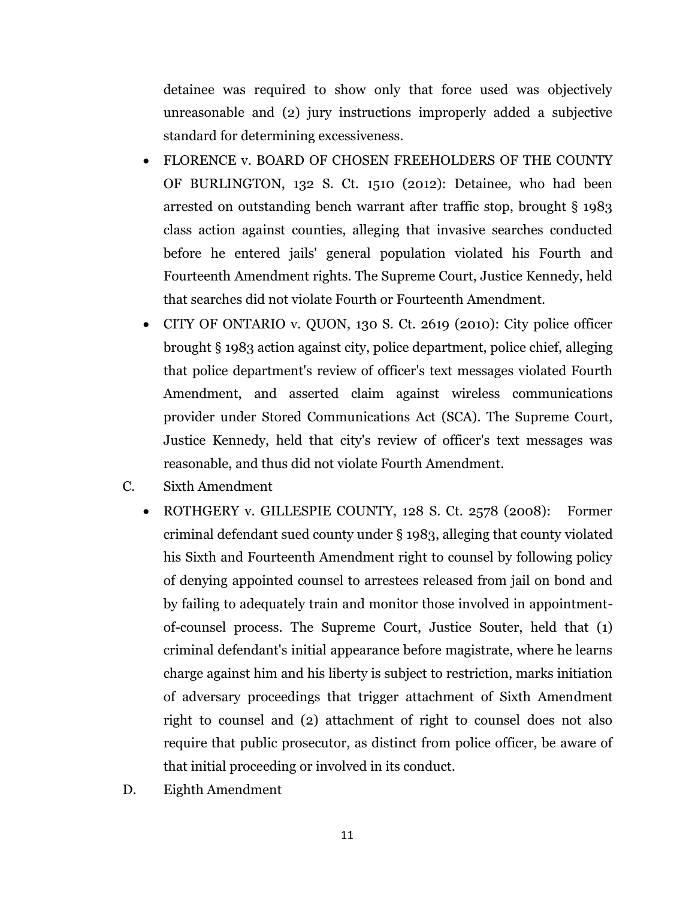detainee was required to show only that force used was objectively unreasonable and (2) jury instructions improperly added a subjective standard for determining excessiveness.

- FLORENCE v. BOARD OF CHOSEN FREEHOLDERS OF THE COUNTY OF BURLINGTON, 132 S. Ct. 1510 (2012): Detainee, who had been arrested on outstanding bench warrant after traffic stop, brought § 1983 class action against counties, alleging that invasive searches conducted before he entered jails' general population violated his Fourth and Fourteenth Amendment rights. The Supreme Court, Justice Kennedy, held that searches did not violate Fourth or Fourteenth Amendment.
- CITY OF ONTARIO v. QUON, 130 S. Ct. 2619 (2010): City police officer brought § 1983 action against city, police department, police chief, alleging that police department's review of officer's text messages violated Fourth Amendment, and asserted claim against wireless communications provider under Stored Communications Act (SCA). The Supreme Court, Justice Kennedy, held that city's review of officer's text messages was reasonable, and thus did not violate Fourth Amendment.

C. Sixth Amendment

- ROTHGERY v. GILLESPIE COUNTY, 128 S. Ct. 2578 (2008): Former criminal defendant sued county under § 1983, alleging that county violated his Sixth and Fourteenth Amendment right to counsel by following policy of denying appointed counsel to arrestees released from jail on bond and by failing to adequately train and monitor those involved in appointment-of-counsel process. The Supreme Court, Justice Souter, held that (1) criminal defendant's initial appearance before magistrate, where he learns charge against him and his liberty is subject to restriction, marks initiation of adversary proceedings that trigger attachment of Sixth Amendment right to counsel and (2) attachment of right to counsel does not also require that public prosecutor, as distinct from police officer, be aware of that initial proceeding or involved in its conduct.

D. Eighth Amendment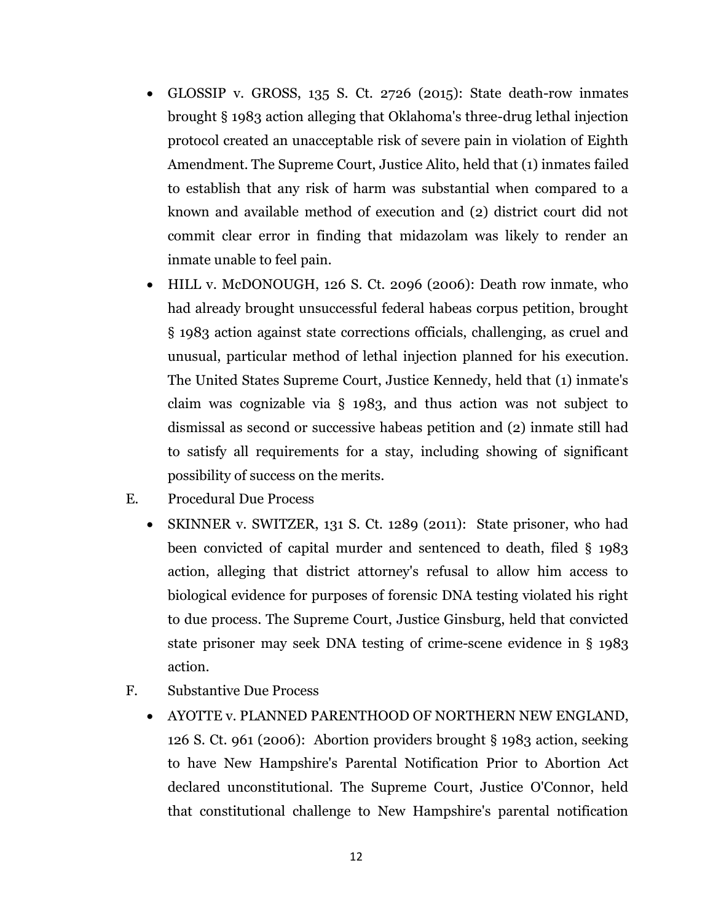- GLOSSIP v. GROSS, 135 S. Ct. 2726 (2015): State death-row inmates brought § 1983 action alleging that Oklahoma's three-drug lethal injection protocol created an unacceptable risk of severe pain in violation of Eighth Amendment. The Supreme Court, Justice Alito, held that (1) inmates failed to establish that any risk of harm was substantial when compared to a known and available method of execution and (2) district court did not commit clear error in finding that midazolam was likely to render an inmate unable to feel pain.
- HILL v. McDONOUGH, 126 S. Ct. 2096 (2006): Death row inmate, who had already brought unsuccessful federal habeas corpus petition, brought § 1983 action against state corrections officials, challenging, as cruel and unusual, particular method of lethal injection planned for his execution. The United States Supreme Court, Justice Kennedy, held that (1) inmate's claim was cognizable via § 1983, and thus action was not subject to dismissal as second or successive habeas petition and (2) inmate still had to satisfy all requirements for a stay, including showing of significant possibility of success on the merits.

E. Procedural Due Process

- SKINNER v. SWITZER, 131 S. Ct. 1289 (2011): State prisoner, who had been convicted of capital murder and sentenced to death, filed § 1983 action, alleging that district attorney's refusal to allow him access to biological evidence for purposes of forensic DNA testing violated his right to due process. The Supreme Court, Justice Ginsburg, held that convicted state prisoner may seek DNA testing of crime-scene evidence in § 1983 action.

F. Substantive Due Process

- AYOTTE v. PLANNED PARENTHOOD OF NORTHERN NEW ENGLAND, 126 S. Ct. 961 (2006): Abortion providers brought § 1983 action, seeking to have New Hampshire's Parental Notification Prior to Abortion Act declared unconstitutional. The Supreme Court, Justice O'Connor, held that constitutional challenge to New Hampshire's parental notification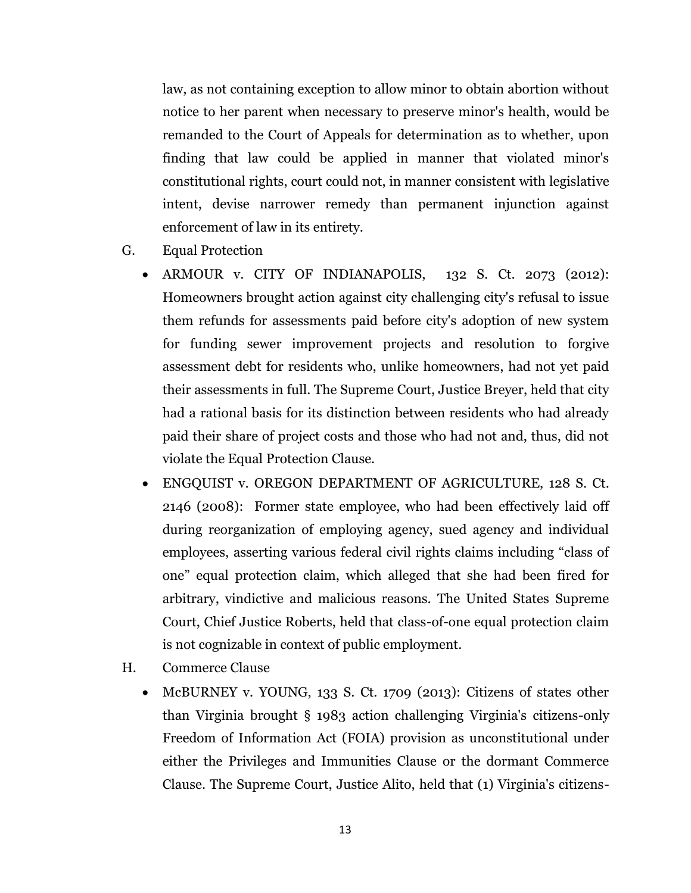law, as not containing exception to allow minor to obtain abortion without notice to her parent when necessary to preserve minor's health, would be remanded to the Court of Appeals for determination as to whether, upon finding that law could be applied in manner that violated minor's constitutional rights, court could not, in manner consistent with legislative intent, devise narrower remedy than permanent injunction against enforcement of law in its entirety.

G. Equal Protection

- ARMOUR v. CITY OF INDIANAPOLIS, 132 S. Ct. 2073 (2012): Homeowners brought action against city challenging city's refusal to issue them refunds for assessments paid before city's adoption of new system for funding sewer improvement projects and resolution to forgive assessment debt for residents who, unlike homeowners, had not yet paid their assessments in full. The Supreme Court, Justice Breyer, held that city had a rational basis for its distinction between residents who had already paid their share of project costs and those who had not and, thus, did not violate the Equal Protection Clause.
- ENGQUIST v. OREGON DEPARTMENT OF AGRICULTURE, 128 S. Ct. 2146 (2008): Former state employee, who had been effectively laid off during reorganization of employing agency, sued agency and individual employees, asserting various federal civil rights claims including "class of one" equal protection claim, which alleged that she had been fired for arbitrary, vindictive and malicious reasons. The United States Supreme Court, Chief Justice Roberts, held that class-of-one equal protection claim is not cognizable in context of public employment.

H. Commerce Clause

- McBURNEY v. YOUNG, 133 S. Ct. 1709 (2013): Citizens of states other than Virginia brought § 1983 action challenging Virginia's citizens-only Freedom of Information Act (FOIA) provision as unconstitutional under either the Privileges and Immunities Clause or the dormant Commerce Clause. The Supreme Court, Justice Alito, held that (1) Virginia's citizens-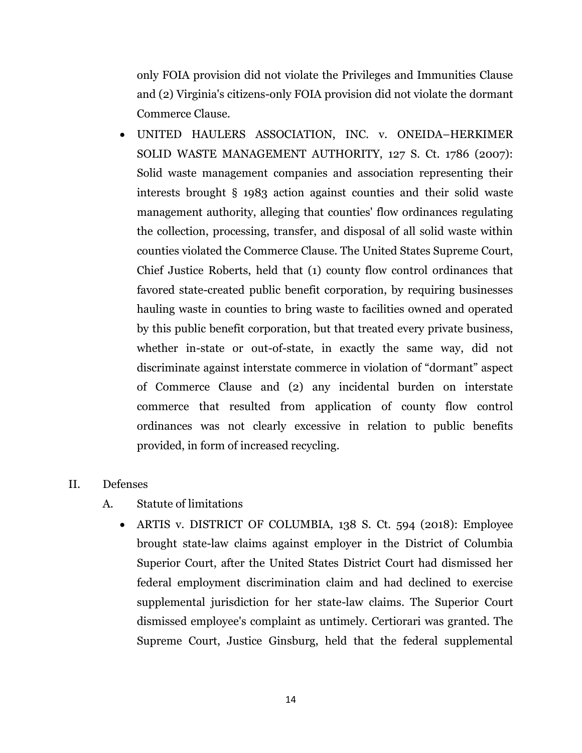only FOIA provision did not violate the Privileges and Immunities Clause and (2) Virginia's citizens-only FOIA provision did not violate the dormant Commerce Clause.

- UNITED HAULERS ASSOCIATION, INC. v. ONEIDA–HERKIMER SOLID WASTE MANAGEMENT AUTHORITY, 127 S. Ct. 1786 (2007): Solid waste management companies and association representing their interests brought § 1983 action against counties and their solid waste management authority, alleging that counties' flow ordinances regulating the collection, processing, transfer, and disposal of all solid waste within counties violated the Commerce Clause. The United States Supreme Court, Chief Justice Roberts, held that (1) county flow control ordinances that favored state-created public benefit corporation, by requiring businesses hauling waste in counties to bring waste to facilities owned and operated by this public benefit corporation, but that treated every private business, whether in-state or out-of-state, in exactly the same way, did not discriminate against interstate commerce in violation of "dormant" aspect of Commerce Clause and (2) any incidental burden on interstate commerce that resulted from application of county flow control ordinances was not clearly excessive in relation to public benefits provided, in form of increased recycling.

II. Defenses

A. Statute of limitations

- ARTIS v. DISTRICT OF COLUMBIA, 138 S. Ct. 594 (2018): Employee brought state-law claims against employer in the District of Columbia Superior Court, after the United States District Court had dismissed her federal employment discrimination claim and had declined to exercise supplemental jurisdiction for her state-law claims. The Superior Court dismissed employee's complaint as untimely. Certiorari was granted. The Supreme Court, Justice Ginsburg, held that the federal supplemental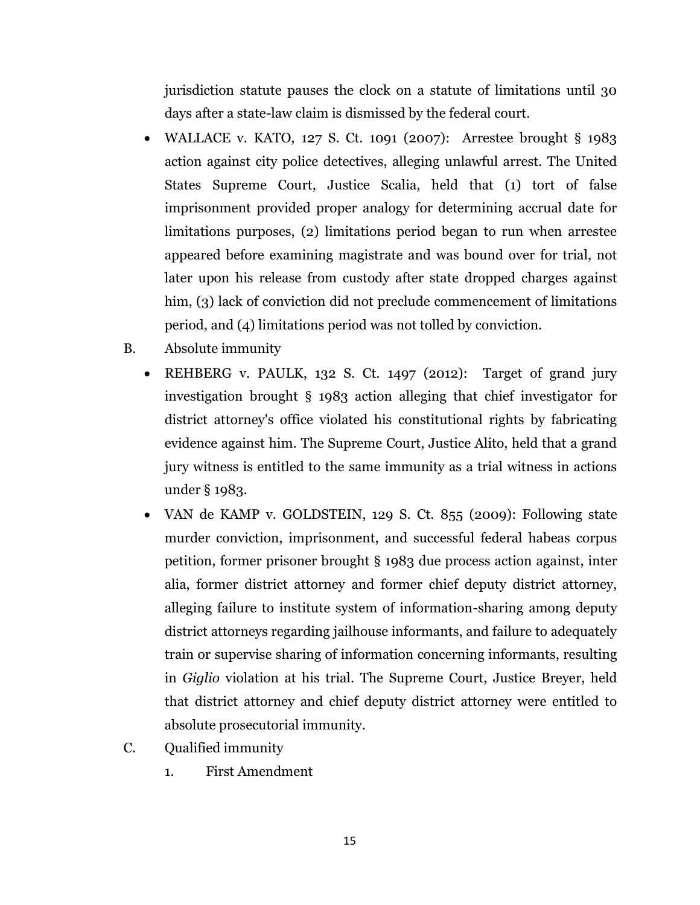jurisdiction statute pauses the clock on a statute of limitations until 30 days after a state-law claim is dismissed by the federal court.

- WALLACE v. KATO, 127 S. Ct. 1091 (2007): Arrestee brought § 1983 action against city police detectives, alleging unlawful arrest. The United States Supreme Court, Justice Scalia, held that (1) tort of false imprisonment provided proper analogy for determining accrual date for limitations purposes, (2) limitations period began to run when arrestee appeared before examining magistrate and was bound over for trial, not later upon his release from custody after state dropped charges against him, (3) lack of conviction did not preclude commencement of limitations period, and (4) limitations period was not tolled by conviction.

B. Absolute immunity

- REHBERG v. PAULK, 132 S. Ct. 1497 (2012): Target of grand jury investigation brought § 1983 action alleging that chief investigator for district attorney's office violated his constitutional rights by fabricating evidence against him. The Supreme Court, Justice Alito, held that a grand jury witness is entitled to the same immunity as a trial witness in actions under § 1983.
- VAN de KAMP v. GOLDSTEIN, 129 S. Ct. 855 (2009): Following state murder conviction, imprisonment, and successful federal habeas corpus petition, former prisoner brought § 1983 due process action against, inter alia, former district attorney and former chief deputy district attorney, alleging failure to institute system of information-sharing among deputy district attorneys regarding jailhouse informants, and failure to adequately train or supervise sharing of information concerning informants, resulting in *Giglio* violation at his trial. The Supreme Court, Justice Breyer, held that district attorney and chief deputy district attorney were entitled to absolute prosecutorial immunity.

C. Qualified immunity

1. First Amendment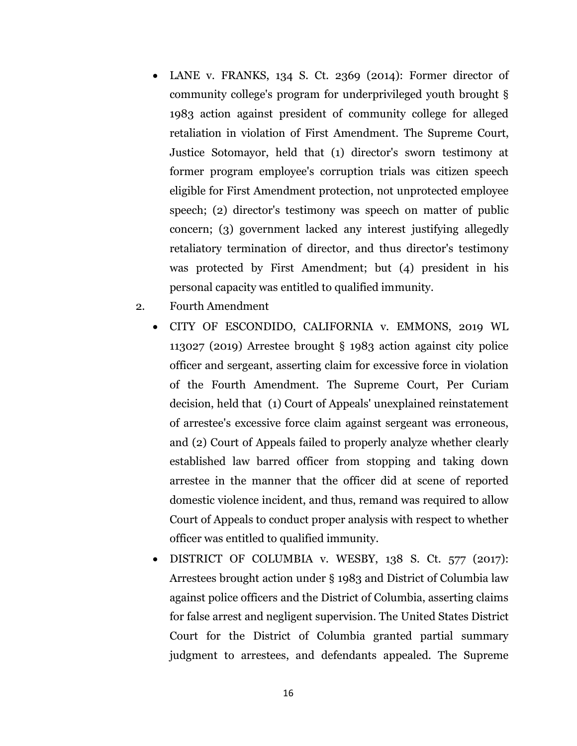- LANE v. FRANKS, 134 S. Ct. 2369 (2014): Former director of community college's program for underprivileged youth brought § 1983 action against president of community college for alleged retaliation in violation of First Amendment. The Supreme Court, Justice Sotomayor, held that (1) director's sworn testimony at former program employee's corruption trials was citizen speech eligible for First Amendment protection, not unprotected employee speech; (2) director's testimony was speech on matter of public concern; (3) government lacked any interest justifying allegedly retaliatory termination of director, and thus director's testimony was protected by First Amendment; but (4) president in his personal capacity was entitled to qualified immunity.

2. Fourth Amendment

- CITY OF ESCONDIDO, CALIFORNIA v. EMMONS, 2019 WL 113027 (2019) Arrestee brought § 1983 action against city police officer and sergeant, asserting claim for excessive force in violation of the Fourth Amendment. The Supreme Court, Per Curiam decision, held that (1) Court of Appeals' unexplained reinstatement of arrestee's excessive force claim against sergeant was erroneous, and (2) Court of Appeals failed to properly analyze whether clearly established law barred officer from stopping and taking down arrestee in the manner that the officer did at scene of reported domestic violence incident, and thus, remand was required to allow Court of Appeals to conduct proper analysis with respect to whether officer was entitled to qualified immunity.
- DISTRICT OF COLUMBIA v. WESBY, 138 S. Ct. 577 (2017): Arrestees brought action under § 1983 and District of Columbia law against police officers and the District of Columbia, asserting claims for false arrest and negligent supervision. The United States District Court for the District of Columbia granted partial summary judgment to arrestees, and defendants appealed. The Supreme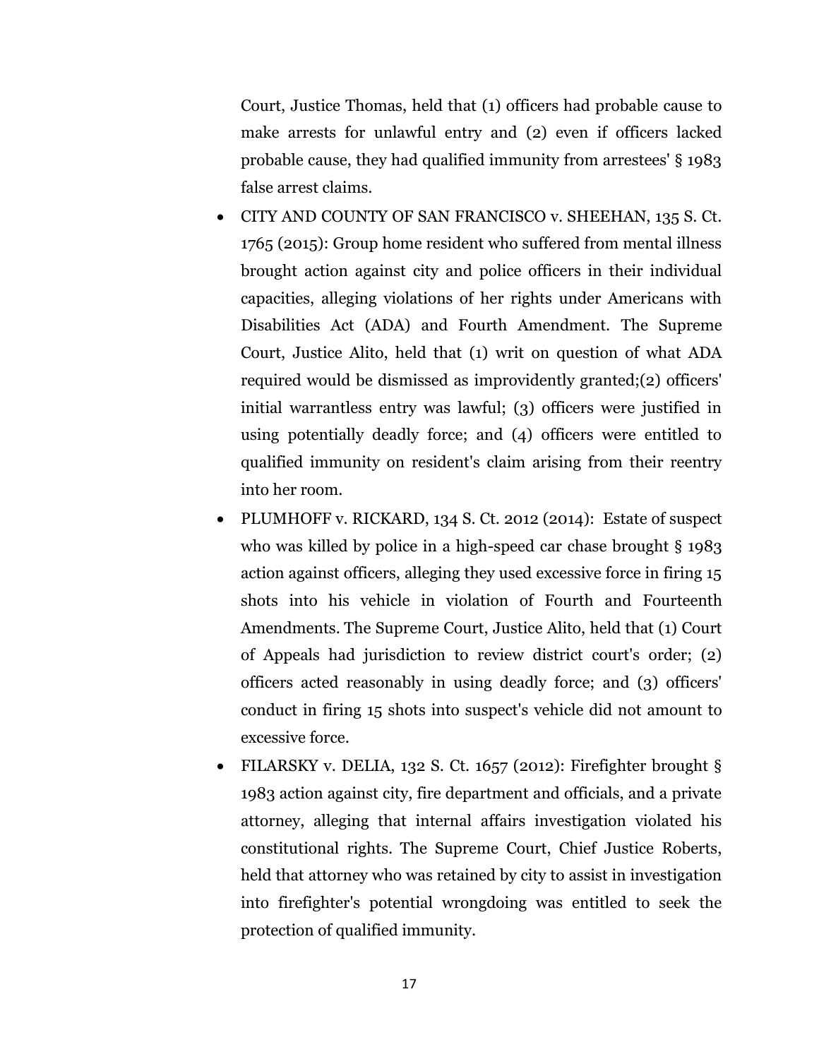Court, Justice Thomas, held that (1) officers had probable cause to make arrests for unlawful entry and (2) even if officers lacked probable cause, they had qualified immunity from arrestees' § 1983 false arrest claims.

- CITY AND COUNTY OF SAN FRANCISCO v. SHEEHAN, 135 S. Ct. 1765 (2015): Group home resident who suffered from mental illness brought action against city and police officers in their individual capacities, alleging violations of her rights under Americans with Disabilities Act (ADA) and Fourth Amendment. The Supreme Court, Justice Alito, held that (1) writ on question of what ADA required would be dismissed as improvidently granted;(2) officers' initial warrantless entry was lawful; (3) officers were justified in using potentially deadly force; and (4) officers were entitled to qualified immunity on resident's claim arising from their reentry into her room.
- PLUMHOFF v. RICKARD, 134 S. Ct. 2012 (2014): Estate of suspect who was killed by police in a high-speed car chase brought § 1983 action against officers, alleging they used excessive force in firing 15 shots into his vehicle in violation of Fourth and Fourteenth Amendments. The Supreme Court, Justice Alito, held that (1) Court of Appeals had jurisdiction to review district court's order; (2) officers acted reasonably in using deadly force; and (3) officers' conduct in firing 15 shots into suspect's vehicle did not amount to excessive force.
- FILARSKY v. DELIA, 132 S. Ct. 1657 (2012): Firefighter brought § 1983 action against city, fire department and officials, and a private attorney, alleging that internal affairs investigation violated his constitutional rights. The Supreme Court, Chief Justice Roberts, held that attorney who was retained by city to assist in investigation into firefighter's potential wrongdoing was entitled to seek the protection of qualified immunity.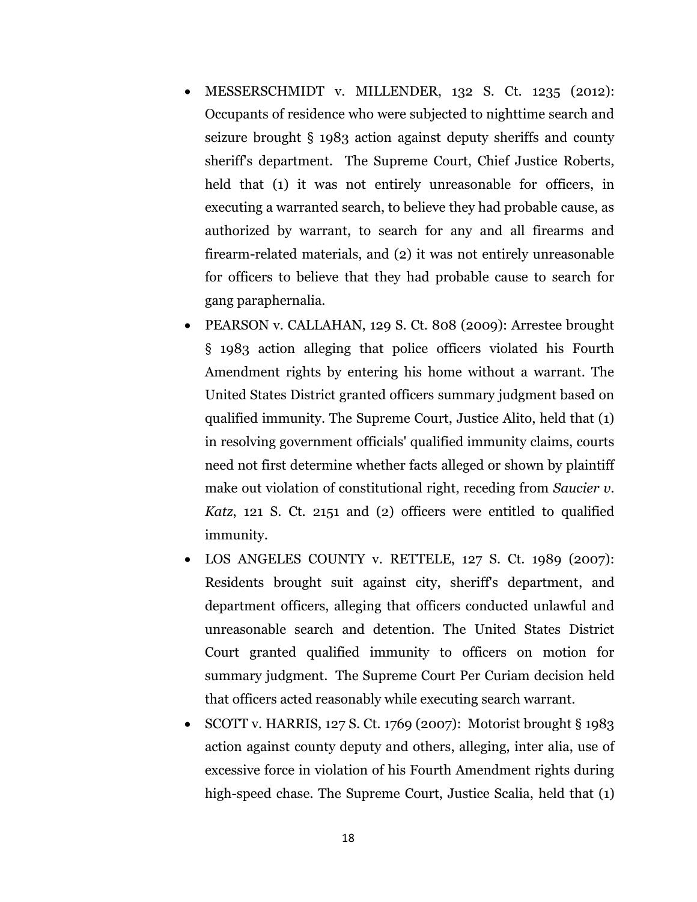- MESSERSCHMIDT v. MILLENDER, 132 S. Ct. 1235 (2012): Occupants of residence who were subjected to nighttime search and seizure brought § 1983 action against deputy sheriffs and county sheriff's department. The Supreme Court, Chief Justice Roberts, held that (1) it was not entirely unreasonable for officers, in executing a warranted search, to believe they had probable cause, as authorized by warrant, to search for any and all firearms and firearm-related materials, and (2) it was not entirely unreasonable for officers to believe that they had probable cause to search for gang paraphernalia.
- PEARSON v. CALLAHAN, 129 S. Ct. 808 (2009): Arrestee brought § 1983 action alleging that police officers violated his Fourth Amendment rights by entering his home without a warrant. The United States District granted officers summary judgment based on qualified immunity. The Supreme Court, Justice Alito, held that (1) in resolving government officials' qualified immunity claims, courts need not first determine whether facts alleged or shown by plaintiff make out violation of constitutional right, receding from *Saucier v. Katz*, 121 S. Ct. 2151 and (2) officers were entitled to qualified immunity.
- LOS ANGELES COUNTY v. RETTELE, 127 S. Ct. 1989 (2007): Residents brought suit against city, sheriff's department, and department officers, alleging that officers conducted unlawful and unreasonable search and detention. The United States District Court granted qualified immunity to officers on motion for summary judgment. The Supreme Court Per Curiam decision held that officers acted reasonably while executing search warrant.
- SCOTT v. HARRIS, 127 S. Ct. 1769 (2007): Motorist brought § 1983 action against county deputy and others, alleging, inter alia, use of excessive force in violation of his Fourth Amendment rights during high-speed chase. The Supreme Court, Justice Scalia, held that (1)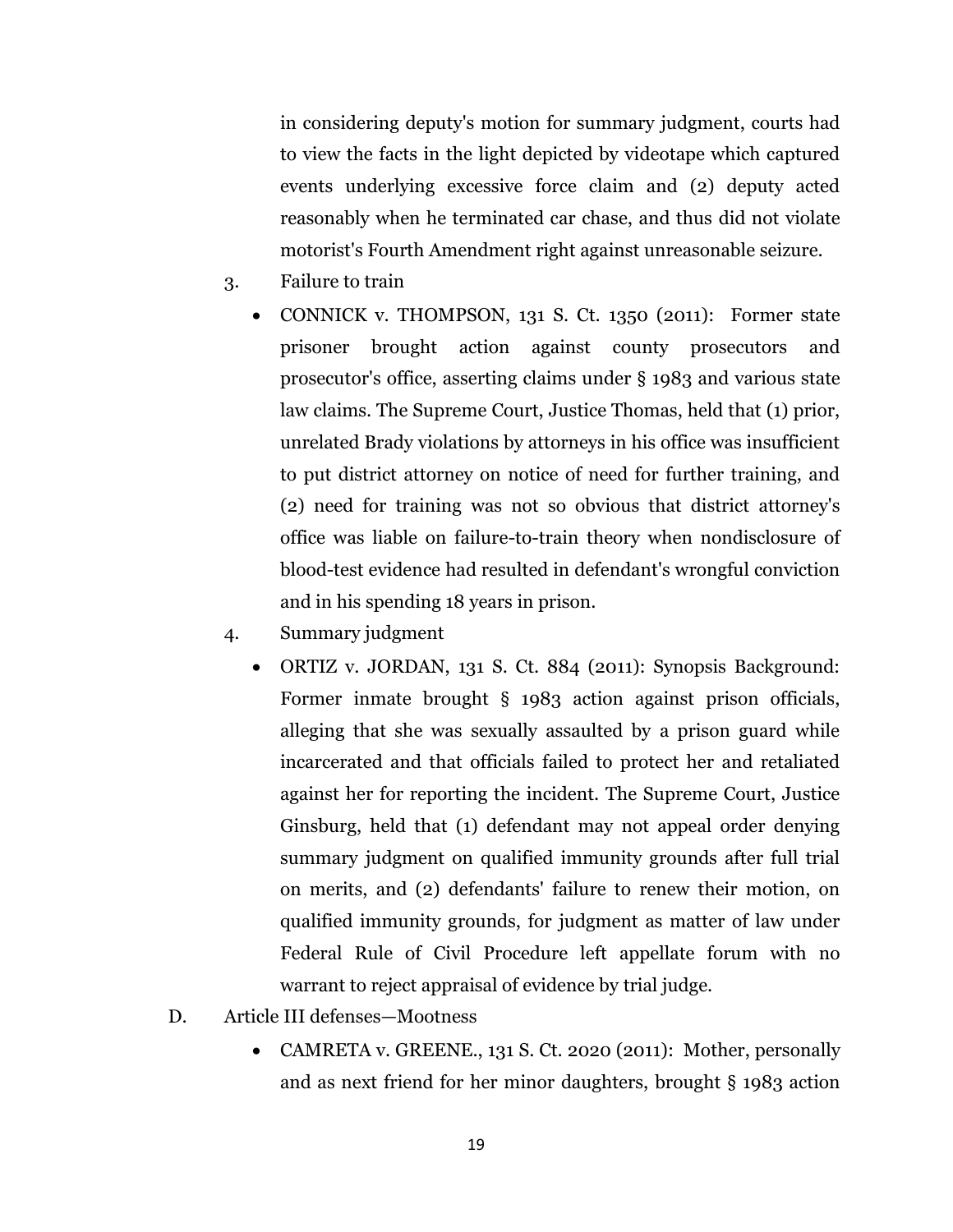in considering deputy's motion for summary judgment, courts had to view the facts in the light depicted by videotape which captured events underlying excessive force claim and (2) deputy acted reasonably when he terminated car chase, and thus did not violate motorist's Fourth Amendment right against unreasonable seizure.

3. Failure to train

- CONNICK v. THOMPSON, 131 S. Ct. 1350 (2011): Former state prisoner brought action against county prosecutors and prosecutor's office, asserting claims under § 1983 and various state law claims. The Supreme Court, Justice Thomas, held that (1) prior, unrelated Brady violations by attorneys in his office was insufficient to put district attorney on notice of need for further training, and (2) need for training was not so obvious that district attorney's office was liable on failure-to-train theory when nondisclosure of blood-test evidence had resulted in defendant's wrongful conviction and in his spending 18 years in prison.

4. Summary judgment

- ORTIZ v. JORDAN, 131 S. Ct. 884 (2011): Synopsis Background: Former inmate brought § 1983 action against prison officials, alleging that she was sexually assaulted by a prison guard while incarcerated and that officials failed to protect her and retaliated against her for reporting the incident. The Supreme Court, Justice Ginsburg, held that (1) defendant may not appeal order denying summary judgment on qualified immunity grounds after full trial on merits, and (2) defendants' failure to renew their motion, on qualified immunity grounds, for judgment as matter of law under Federal Rule of Civil Procedure left appellate forum with no warrant to reject appraisal of evidence by trial judge.

D. Article III defenses—Mootness

- CAMRETA v. GREENE., 131 S. Ct. 2020 (2011): Mother, personally and as next friend for her minor daughters, brought § 1983 action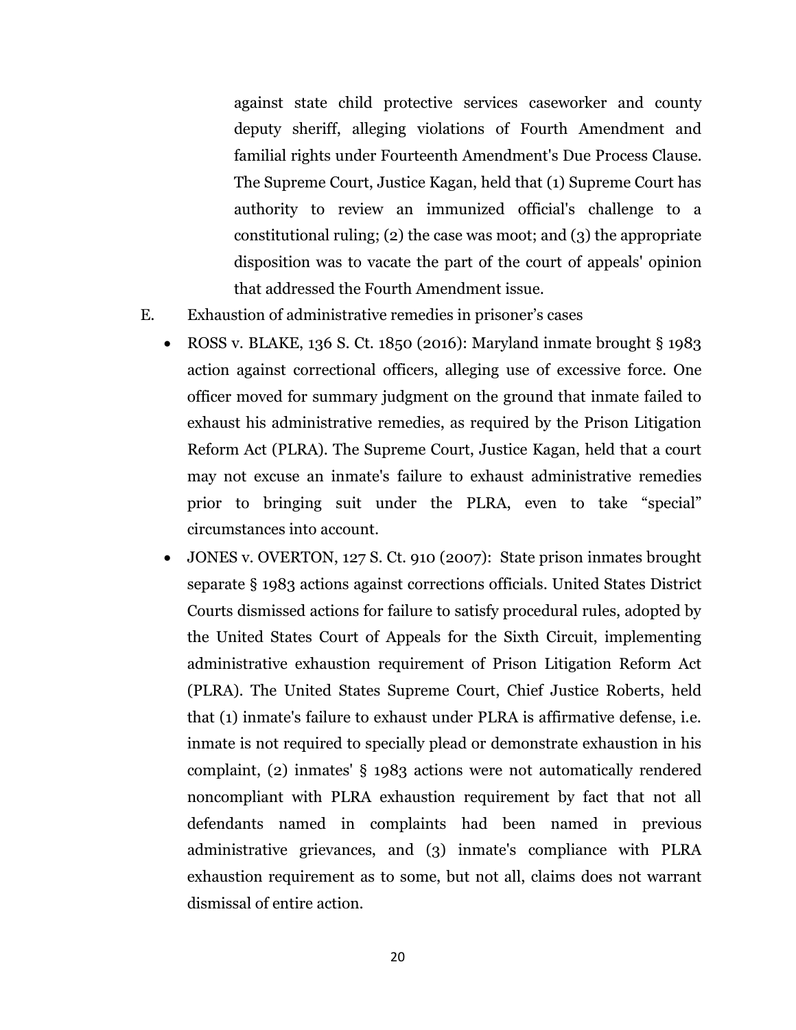against state child protective services caseworker and county deputy sheriff, alleging violations of Fourth Amendment and familial rights under Fourteenth Amendment's Due Process Clause. The Supreme Court, Justice Kagan, held that (1) Supreme Court has authority to review an immunized official's challenge to a constitutional ruling; (2) the case was moot; and (3) the appropriate disposition was to vacate the part of the court of appeals' opinion that addressed the Fourth Amendment issue.

E. Exhaustion of administrative remedies in prisoner's cases

- ROSS v. BLAKE, 136 S. Ct. 1850 (2016): Maryland inmate brought § 1983 action against correctional officers, alleging use of excessive force. One officer moved for summary judgment on the ground that inmate failed to exhaust his administrative remedies, as required by the Prison Litigation Reform Act (PLRA). The Supreme Court, Justice Kagan, held that a court may not excuse an inmate's failure to exhaust administrative remedies prior to bringing suit under the PLRA, even to take "special" circumstances into account.
- JONES v. OVERTON, 127 S. Ct. 910 (2007): State prison inmates brought separate § 1983 actions against corrections officials. United States District Courts dismissed actions for failure to satisfy procedural rules, adopted by the United States Court of Appeals for the Sixth Circuit, implementing administrative exhaustion requirement of Prison Litigation Reform Act (PLRA). The United States Supreme Court, Chief Justice Roberts, held that (1) inmate's failure to exhaust under PLRA is affirmative defense, i.e. inmate is not required to specially plead or demonstrate exhaustion in his complaint, (2) inmates' § 1983 actions were not automatically rendered noncompliant with PLRA exhaustion requirement by fact that not all defendants named in complaints had been named in previous administrative grievances, and (3) inmate's compliance with PLRA exhaustion requirement as to some, but not all, claims does not warrant dismissal of entire action.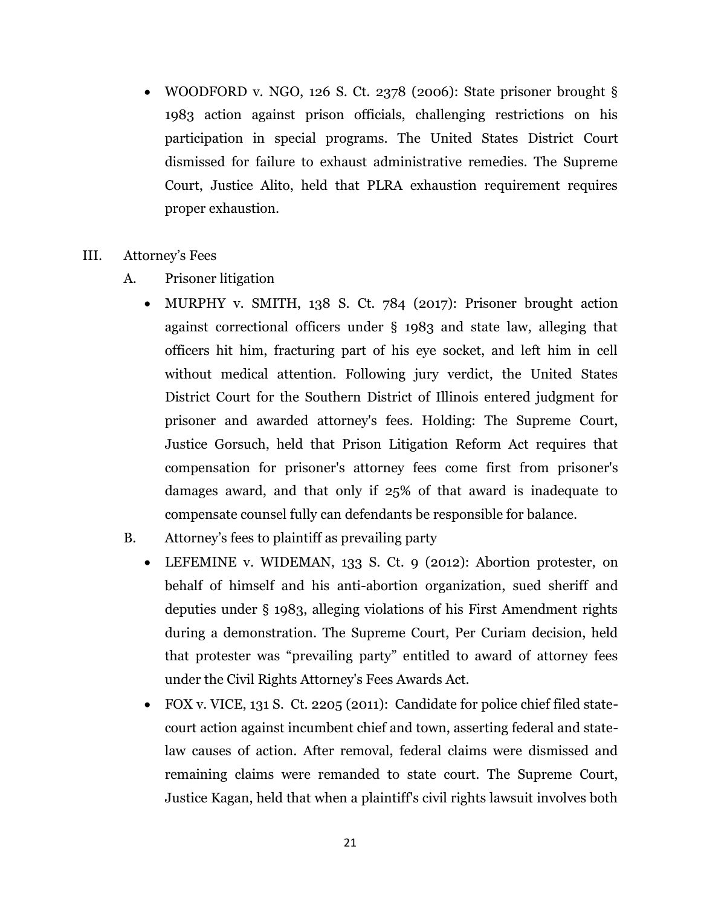- WOODFORD v. NGO, 126 S. Ct. 2378 (2006): State prisoner brought § 1983 action against prison officials, challenging restrictions on his participation in special programs. The United States District Court dismissed for failure to exhaust administrative remedies. The Supreme Court, Justice Alito, held that PLRA exhaustion requirement requires proper exhaustion.

III. Attorney's Fees

A. Prisoner litigation

- MURPHY v. SMITH, 138 S. Ct. 784 (2017): Prisoner brought action against correctional officers under § 1983 and state law, alleging that officers hit him, fracturing part of his eye socket, and left him in cell without medical attention. Following jury verdict, the United States District Court for the Southern District of Illinois entered judgment for prisoner and awarded attorney's fees. Holding: The Supreme Court, Justice Gorsuch, held that Prison Litigation Reform Act requires that compensation for prisoner's attorney fees come first from prisoner's damages award, and that only if 25% of that award is inadequate to compensate counsel fully can defendants be responsible for balance.

B. Attorney's fees to plaintiff as prevailing party

- LEFEMINE v. WIDEMAN, 133 S. Ct. 9 (2012): Abortion protester, on behalf of himself and his anti-abortion organization, sued sheriff and deputies under § 1983, alleging violations of his First Amendment rights during a demonstration. The Supreme Court, Per Curiam decision, held that protester was "prevailing party" entitled to award of attorney fees under the Civil Rights Attorney's Fees Awards Act.
- FOX v. VICE, 131 S. Ct. 2205 (2011): Candidate for police chief filed state-court action against incumbent chief and town, asserting federal and state-law causes of action. After removal, federal claims were dismissed and remaining claims were remanded to state court. The Supreme Court, Justice Kagan, held that when a plaintiff's civil rights lawsuit involves both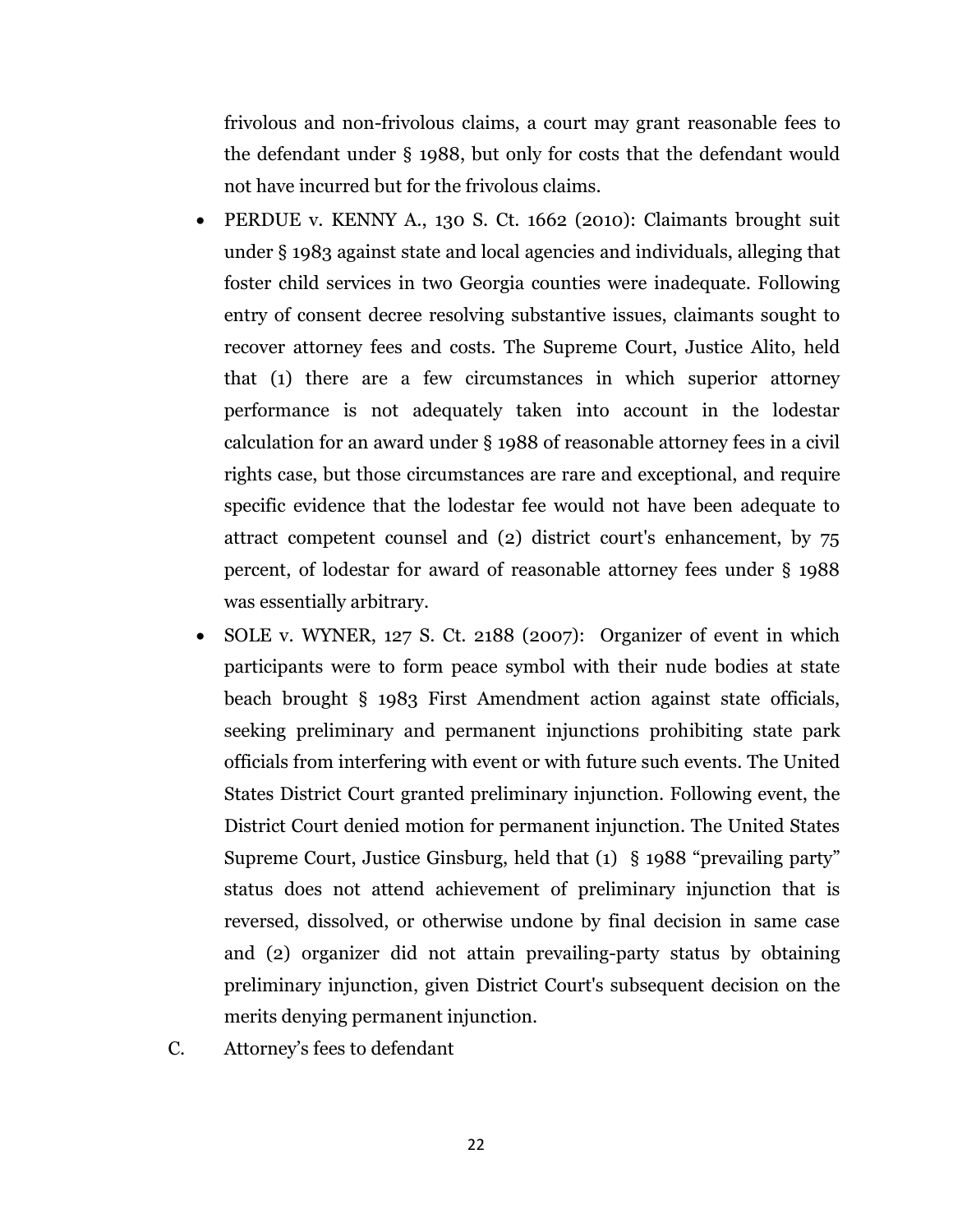frivolous and non-frivolous claims, a court may grant reasonable fees to the defendant under § 1988, but only for costs that the defendant would not have incurred but for the frivolous claims.

- PERDUE v. KENNY A., 130 S. Ct. 1662 (2010): Claimants brought suit under § 1983 against state and local agencies and individuals, alleging that foster child services in two Georgia counties were inadequate. Following entry of consent decree resolving substantive issues, claimants sought to recover attorney fees and costs. The Supreme Court, Justice Alito, held that (1) there are a few circumstances in which superior attorney performance is not adequately taken into account in the lodestar calculation for an award under § 1988 of reasonable attorney fees in a civil rights case, but those circumstances are rare and exceptional, and require specific evidence that the lodestar fee would not have been adequate to attract competent counsel and (2) district court's enhancement, by 75 percent, of lodestar for award of reasonable attorney fees under § 1988 was essentially arbitrary.
- SOLE v. WYNER, 127 S. Ct. 2188 (2007): Organizer of event in which participants were to form peace symbol with their nude bodies at state beach brought § 1983 First Amendment action against state officials, seeking preliminary and permanent injunctions prohibiting state park officials from interfering with event or with future such events. The United States District Court granted preliminary injunction. Following event, the District Court denied motion for permanent injunction. The United States Supreme Court, Justice Ginsburg, held that (1) § 1988 "prevailing party" status does not attend achievement of preliminary injunction that is reversed, dissolved, or otherwise undone by final decision in same case and (2) organizer did not attain prevailing-party status by obtaining preliminary injunction, given District Court's subsequent decision on the merits denying permanent injunction.

C. Attorney's fees to defendant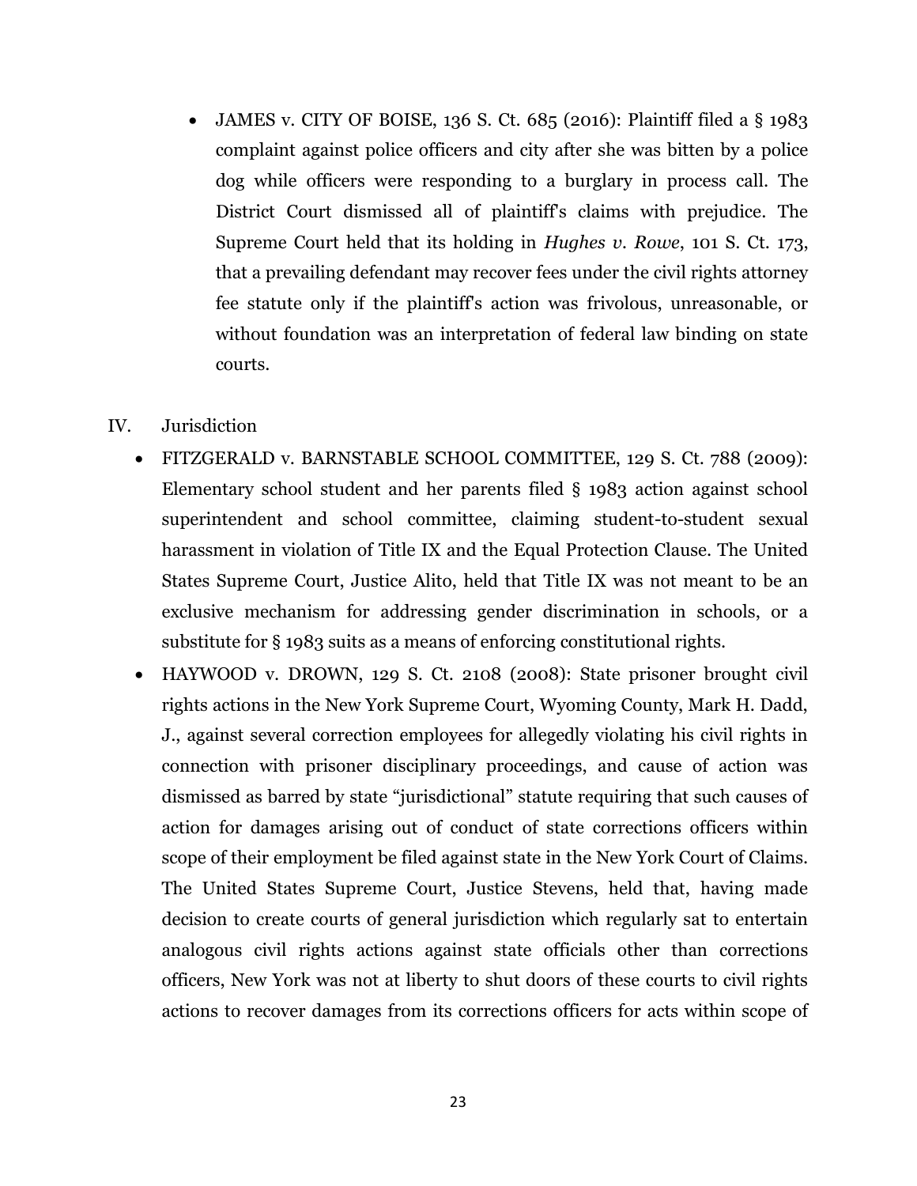- JAMES v. CITY OF BOISE, 136 S. Ct. 685 (2016): Plaintiff filed a § 1983 complaint against police officers and city after she was bitten by a police dog while officers were responding to a burglary in process call. The District Court dismissed all of plaintiff's claims with prejudice. The Supreme Court held that its holding in *Hughes v. Rowe*, 101 S. Ct. 173, that a prevailing defendant may recover fees under the civil rights attorney fee statute only if the plaintiff's action was frivolous, unreasonable, or without foundation was an interpretation of federal law binding on state courts.

IV. Jurisdiction

- FITZGERALD v. BARNSTABLE SCHOOL COMMITTEE, 129 S. Ct. 788 (2009): Elementary school student and her parents filed § 1983 action against school superintendent and school committee, claiming student-to-student sexual harassment in violation of Title IX and the Equal Protection Clause. The United States Supreme Court, Justice Alito, held that Title IX was not meant to be an exclusive mechanism for addressing gender discrimination in schools, or a substitute for § 1983 suits as a means of enforcing constitutional rights.
- HAYWOOD v. DROWN, 129 S. Ct. 2108 (2008): State prisoner brought civil rights actions in the New York Supreme Court, Wyoming County, Mark H. Dadd, J., against several correction employees for allegedly violating his civil rights in connection with prisoner disciplinary proceedings, and cause of action was dismissed as barred by state "jurisdictional" statute requiring that such causes of action for damages arising out of conduct of state corrections officers within scope of their employment be filed against state in the New York Court of Claims. The United States Supreme Court, Justice Stevens, held that, having made decision to create courts of general jurisdiction which regularly sat to entertain analogous civil rights actions against state officials other than corrections officers, New York was not at liberty to shut doors of these courts to civil rights actions to recover damages from its corrections officers for acts within scope of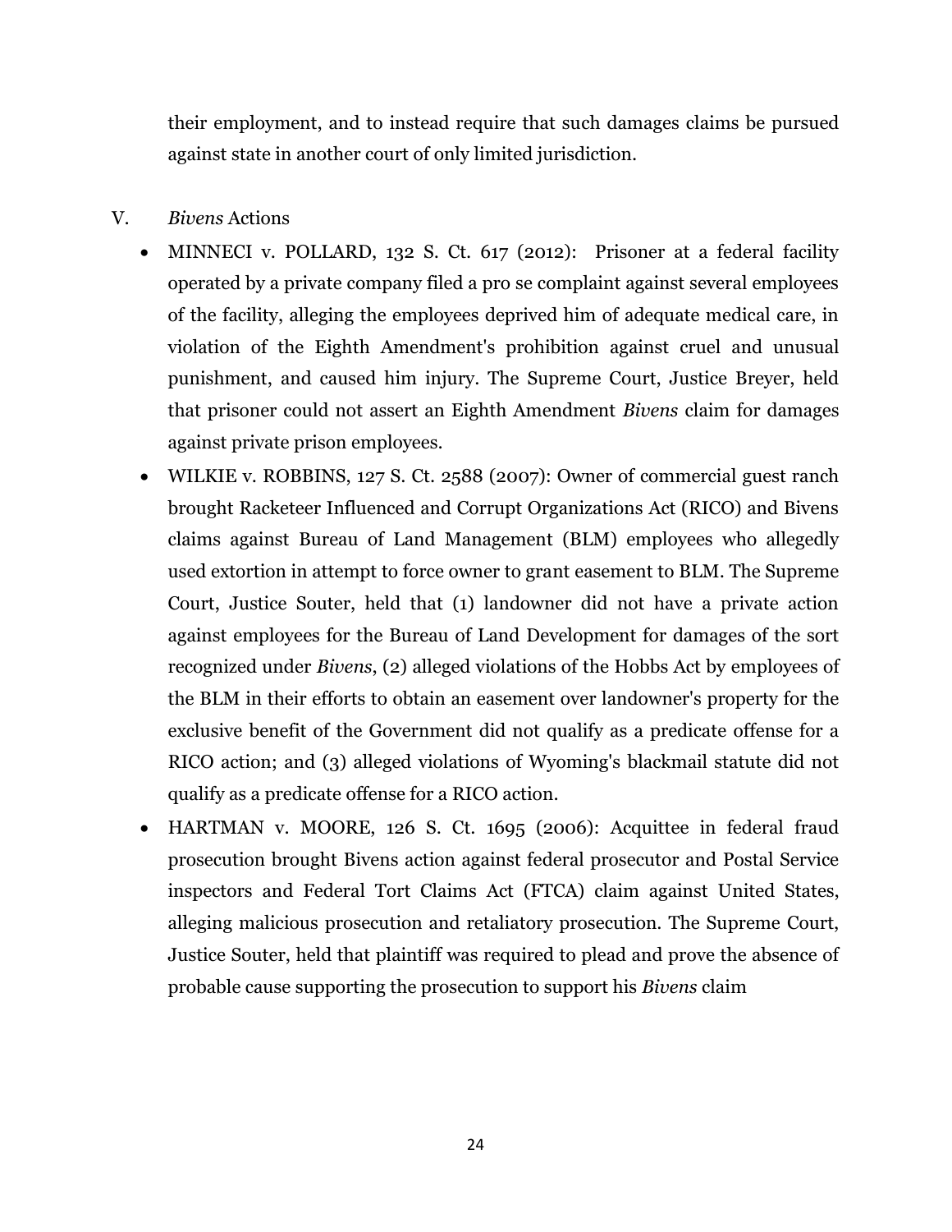their employment, and to instead require that such damages claims be pursued against state in another court of only limited jurisdiction.

V. *Bivens* Actions

- MINNECI v. POLLARD, 132 S. Ct. 617 (2012): Prisoner at a federal facility operated by a private company filed a pro se complaint against several employees of the facility, alleging the employees deprived him of adequate medical care, in violation of the Eighth Amendment's prohibition against cruel and unusual punishment, and caused him injury. The Supreme Court, Justice Breyer, held that prisoner could not assert an Eighth Amendment *Bivens* claim for damages against private prison employees.
- WILKIE v. ROBBINS, 127 S. Ct. 2588 (2007): Owner of commercial guest ranch brought Racketeer Influenced and Corrupt Organizations Act (RICO) and Bivens claims against Bureau of Land Management (BLM) employees who allegedly used extortion in attempt to force owner to grant easement to BLM. The Supreme Court, Justice Souter, held that (1) landowner did not have a private action against employees for the Bureau of Land Development for damages of the sort recognized under *Bivens*, (2) alleged violations of the Hobbs Act by employees of the BLM in their efforts to obtain an easement over landowner's property for the exclusive benefit of the Government did not qualify as a predicate offense for a RICO action; and (3) alleged violations of Wyoming's blackmail statute did not qualify as a predicate offense for a RICO action.
- HARTMAN v. MOORE, 126 S. Ct. 1695 (2006): Acquittee in federal fraud prosecution brought Bivens action against federal prosecutor and Postal Service inspectors and Federal Tort Claims Act (FTCA) claim against United States, alleging malicious prosecution and retaliatory prosecution. The Supreme Court, Justice Souter, held that plaintiff was required to plead and prove the absence of probable cause supporting the prosecution to support his *Bivens* claim